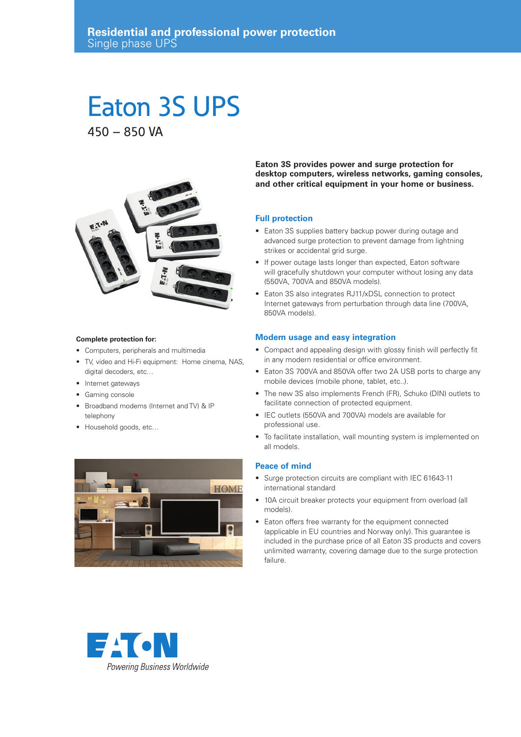Residential and professional power protection
Single phase UPS

# Eaton 3S UPS

450 – 850 VA

**Eaton 3S provides power and surge protection for desktop computers, wireless networks, gaming consoles, and other critical equipment in your home or business.**

## Full protection

- Eaton 3S supplies battery backup power during outage and advanced surge protection to prevent damage from lightning strikes or accidental grid surge.
- If power outage lasts longer than expected, Eaton software will gracefully shutdown your computer without losing any data (550VA, 700VA and 850VA models).
- Eaton 3S also integrates RJ11/xDSL connection to protect Internet gateways from perturbation through data line (700VA, 850VA models).

## Modern usage and easy integration

- Compact and appealing design with glossy finish will perfectly fit in any modern residential or office environment.
- Eaton 3S 700VA and 850VA offer two 2A USB ports to charge any mobile devices (mobile phone, tablet, etc..).
- The new 3S also implements French (FR), Schuko (DIN) outlets to facilitate connection of protected equipment.
- IEC outlets (550VA and 700VA) models are available for professional use.
- To facilitate installation, wall mounting system is implemented on all models.

## Peace of mind

- Surge protection circuits are compliant with IEC 61643-11 international standard
- 10A circuit breaker protects your equipment from overload (all models).
- Eaton offers free warranty for the equipment connected (applicable in EU countries and Norway only). This guarantee is included in the purchase price of all Eaton 3S products and covers unlimited warranty, covering damage due to the surge protection failure.

**Complete protection for:**

- Computers, peripherals and multimedia
- TV, video and Hi-Fi equipment: Home cinema, NAS, digital decoders, etc…
- Internet gateways
- Gaming console
- Broadband modems (Internet and TV) & IP telephony
- Household goods, etc…

EATON
*Powering Business Worldwide*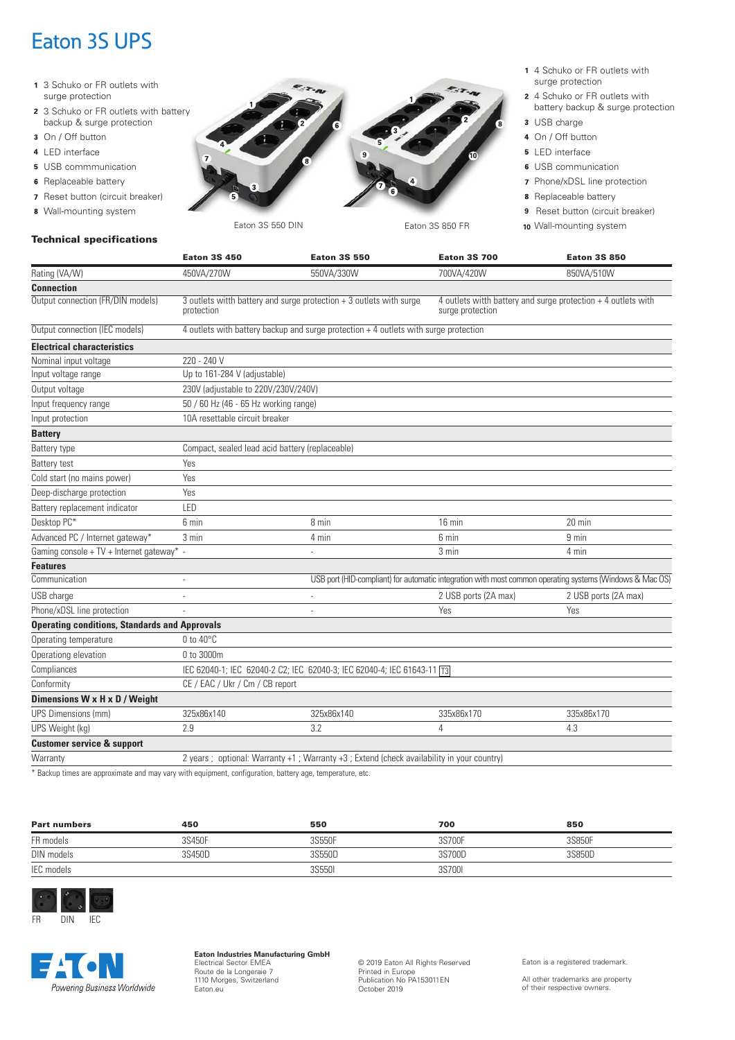# Eaton 3S UPS

1. 3 Schuko or FR outlets with surge protection
2. 3 Schuko or FR outlets with battery backup & surge protection
3. On / Off button
4. LED interface
5. USB commmunication
6. Replaceable battery
7. Reset button (circuit breaker)
8. Wall-mounting system

Eaton 3S 550 DIN

Eaton 3S 850 FR

1. 4 Schuko or FR outlets with surge protection
2. 4 Schuko or FR outlets with battery backup & surge protection
3. USB charge
4. On / Off button
5. LED interface
6. USB communication
7. Phone/xDSL line protection
8. Replaceable battery
9. Reset button (circuit breaker)
10. Wall-mounting system

### Technical specifications

| | Eaton 3S 450 | Eaton 3S 550 | Eaton 3S 700 | Eaton 3S 850 |
|---|---|---|---|---|
| Rating (VA/W) | 450VA/270W | 550VA/330W | 700VA/420W | 850VA/510W |
| **Connection** | | | | |
| Output connection (FR/DIN models) | 3 outlets witth battery and surge protection + 3 outlets with surge protection | | 4 outlets with battery and surge protection + 4 outlets with surge protection | |
| Output connection (IEC models) | 4 outlets with battery backup and surge protection + 4 outlets with surge protection | | | |
| **Electrical characteristics** | | | | |
| Nominal input voltage | 220 - 240 V | | | |
| Input voltage range | Up to 161-284 V (adjustable) | | | |
| Output voltage | 230V (adjustable to 220V/230V/240V) | | | |
| Input frequency range | 50 / 60 Hz (46 - 65 Hz working range) | | | |
| Input protection | 10A resettable circuit breaker | | | |
| **Battery** | | | | |
| Battery type | Compact, sealed lead acid battery (replaceable) | | | |
| Battery test | Yes | | | |
| Cold start (no mains power) | Yes | | | |
| Deep-discharge protection | Yes | | | |
| Battery replacement indicator | LED | | | |
| Desktop PC* | 6 min | 8 min | 16 min | 20 min |
| Advanced PC / Internet gateway* | 3 min | 4 min | 6 min | 9 min |
| Gaming console + TV + Internet gateway* | - | - | 3 min | 4 min |
| **Features** | | | | |
| Communication | - | USB port (HID-compliant) for automatic integration with most common operating systems (Windows & Mac OS) | | |
| USB charge | - | - | 2 USB ports (2A max) | 2 USB ports (2A max) |
| Phone/xDSL line protection | - | - | Yes | Yes |
| **Operating conditions, Standards and Approvals** | | | | |
| Operating temperature | 0 to 40°C | | | |
| Operationg elevation | 0 to 3000m | | | |
| Compliances | IEC 62040-1; IEC 62040-2 C2; IEC 62040-3; IEC 62040-4; IEC 61643-11 T3 | | | |
| Conformity | CE / EAC / Ukr / Cm / CB report | | | |
| **Dimensions W x H x D / Weight** | | | | |
| UPS Dimensions (mm) | 325x86x140 | 325x86x140 | 335x86x170 | 335x86x170 |
| UPS Weight (kg) | 2.9 | 3.2 | 4 | 4.3 |
| **Customer service & support** | | | | |
| Warranty | 2 years ; optional: Warranty +1 ; Warranty +3 ; Extend (check availability in your country) | | | |

* Backup times are approximate and may vary with equipment, configuration, battery age, temperature, etc.

| Part numbers | 450 | 550 | 700 | 850 |
|---|---|---|---|---|
| FR models | 3S450F | 3S550F | 3S700F | 3S850F |
| DIN models | 3S450D | 3S550D | 3S700D | 3S850D |
| IEC models | | 3S550I | 3S700I | |

FR DIN IEC

EATON
*Powering Business Worldwide*

**Eaton Industries Manufacturing GmbH**
Electrical Sector EMEA
Route de la Longeraie 7
1110 Morges, Switzerland
Eaton.eu

© 2019 Eaton All Rights Reserved
Printed in Europe
Publication No PA153011EN
October 2019

Eaton is a registered trademark.

All other trademarks are property of their respective owners.